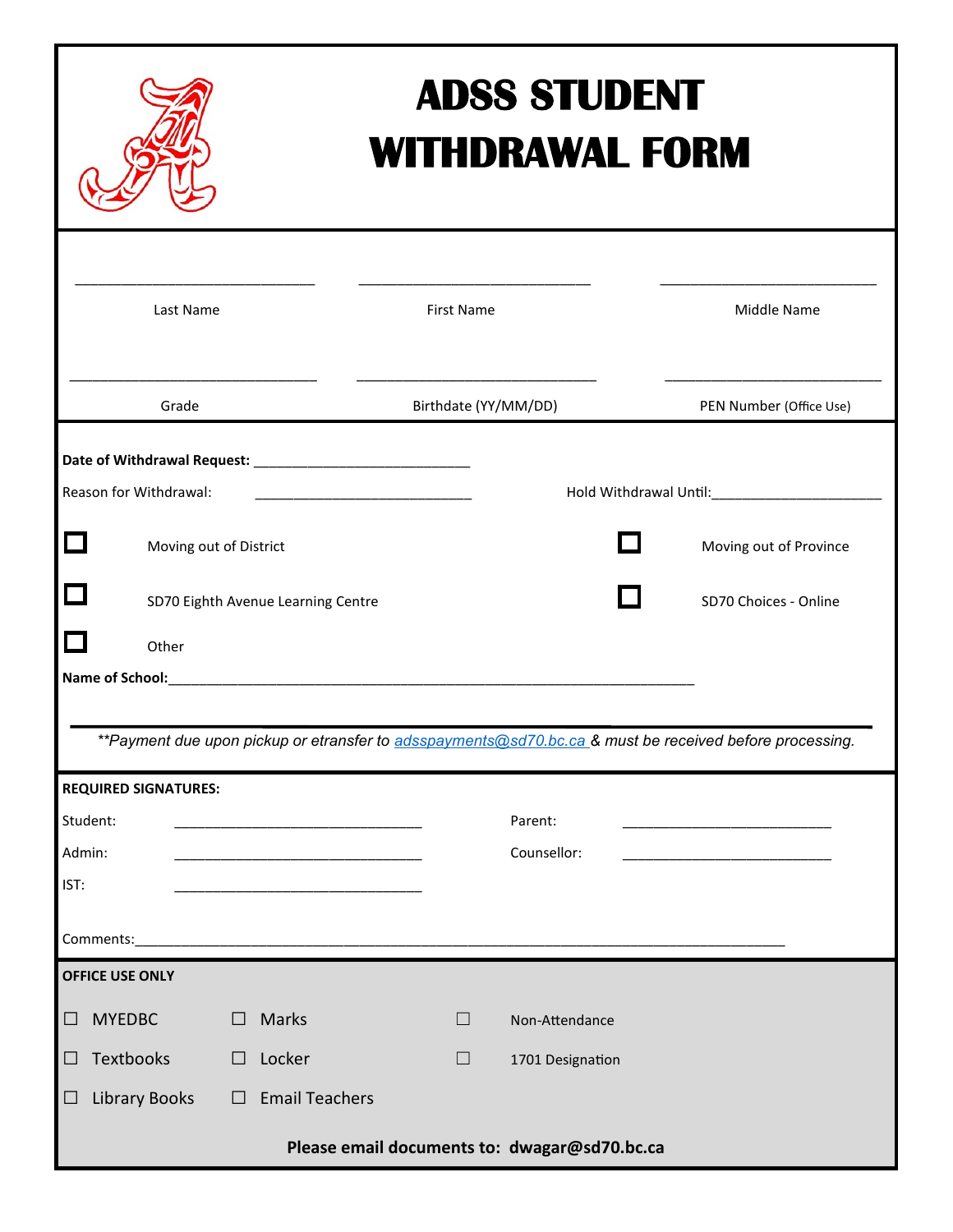# ADSS STUDENT WITHDRAWAL FORM

| ______________________ | ______________________ | ______________________ |
|---|---|---|
| Last Name | First Name | Middle Name |
| ______________________ | ______________________ | ______________________ |
| Grade | Birthdate (YY/MM/DD) | PEN Number (Office Use) |

**Date of Withdrawal Request:** ______________________

Reason for Withdrawal: ______________________ Hold Withdrawal Until: ______________________

☐ Moving out of District ☐ Moving out of Province

☐ SD70 Eighth Avenue Learning Centre ☐ SD70 Choices - Online

☐ Other

**Name of School:** ____________________________________________

*\*\*Payment due upon pickup or etransfer to adsspayments@sd70.bc.ca & must be received before processing.*

**REQUIRED SIGNATURES:**

Student: ______________________ Parent: ______________________

Admin: ______________________ Counsellor: ______________________

IST: ______________________

Comments: ____________________________________________

**OFFICE USE ONLY**

☐ MYEDBC ☐ Marks ☐ Non-Attendance

☐ Textbooks ☐ Locker ☐ 1701 Designation

☐ Library Books ☐ Email Teachers

**Please email documents to: dwagar@sd70.bc.ca**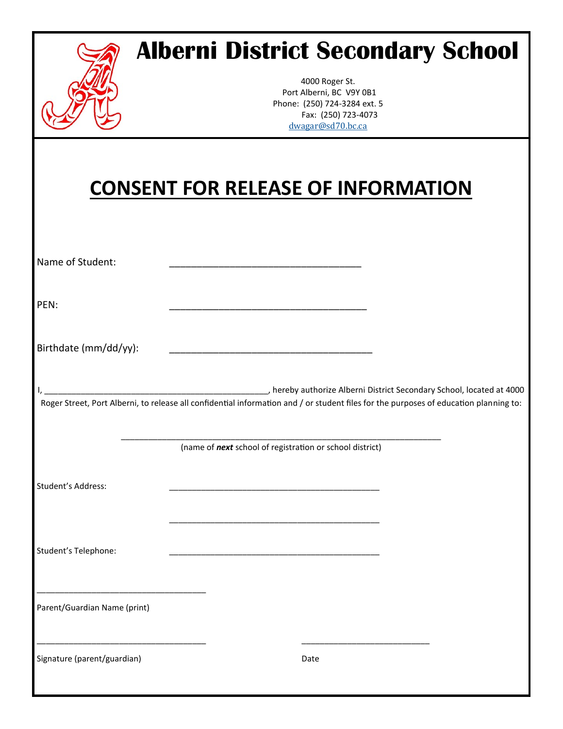# Alberni District Secondary School

4000 Roger St.
Port Alberni, BC V9Y 0B1
Phone: (250) 724-3284 ext. 5
Fax: (250) 723-4073
dwagar@sd70.bc.ca

## CONSENT FOR RELEASE OF INFORMATION

Name of Student: ____________________________________

PEN: _____________________________________

Birthdate (mm/dd/yy): ______________________________________

I, _________________________________________________, hereby authorize Alberni District Secondary School, located at 4000 Roger Street, Port Alberni, to release all confidential information and / or student files for the purposes of education planning to:

____________________________________________________________________

(name of ***next*** school of registration or school district)

Student's Address: ______________________________________________

______________________________________________

Student's Telephone: ______________________________________________

____________________________________

Parent/Guardian Name (print)

____________________________________ ____________________________

Signature (parent/guardian) Date